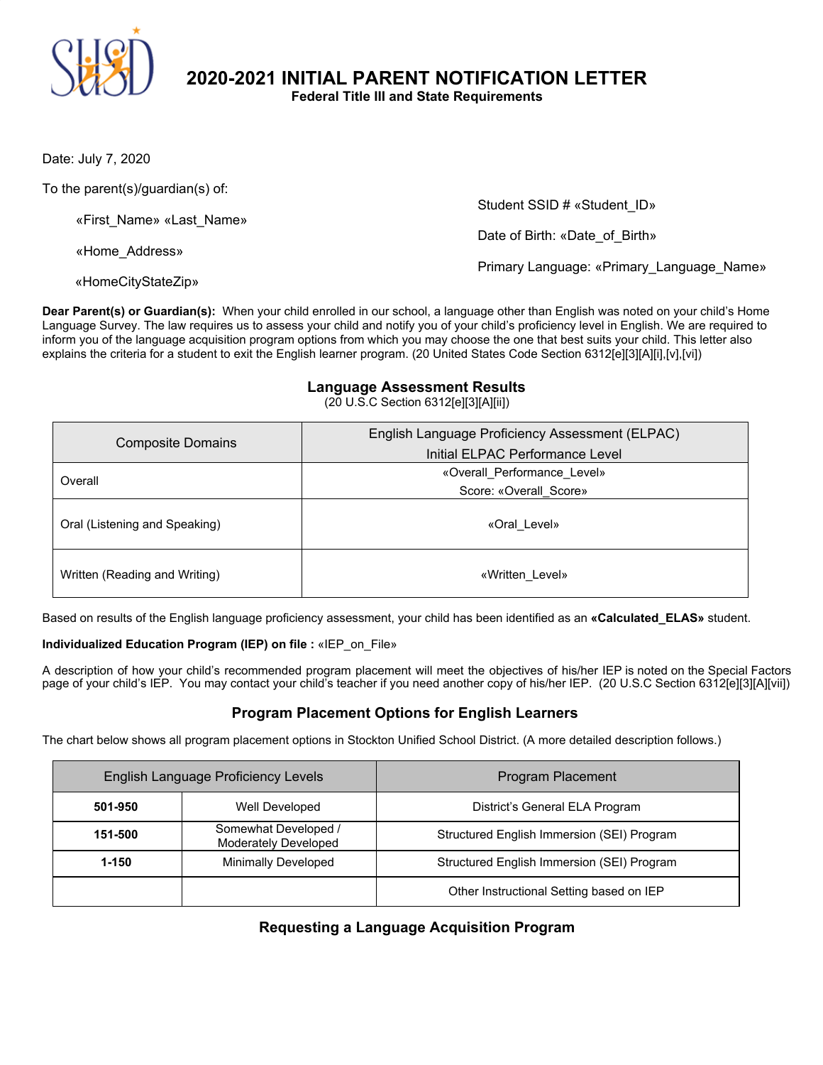# 2020-2021 INITIAL PARENT NOTIFICATION LETTER

**Federal Title III and State Requirements**

Date: July 7, 2020

To the parent(s)/guardian(s) of:

«First_Name» «Last_Name»

«Home_Address»

«HomeCityStateZip»

Student SSID # «Student_ID»

Date of Birth: «Date_of_Birth»

Primary Language: «Primary_Language_Name»

**Dear Parent(s) or Guardian(s):** When your child enrolled in our school, a language other than English was noted on your child's Home Language Survey. The law requires us to assess your child and notify you of your child's proficiency level in English. We are required to inform you of the language acquisition program options from which you may choose the one that best suits your child. This letter also explains the criteria for a student to exit the English learner program. (20 United States Code Section 6312[e][3][A][i],[v],[vi])

## Language Assessment Results

(20 U.S.C Section 6312[e][3][A][ii])

| Composite Domains | English Language Proficiency Assessment (ELPAC) Initial ELPAC Performance Level |
|---|---|
| Overall | «Overall_Performance_Level» Score: «Overall_Score» |
| Oral (Listening and Speaking) | «Oral_Level» |
| Written (Reading and Writing) | «Written_Level» |

Based on results of the English language proficiency assessment, your child has been identified as an **«Calculated_ELAS»** student.

**Individualized Education Program (IEP) on file :** «IEP_on_File»

A description of how your child's recommended program placement will meet the objectives of his/her IEP is noted on the Special Factors page of your child's IEP. You may contact your child's teacher if you need another copy of his/her IEP. (20 U.S.C Section 6312[e][3][A][vii])

## Program Placement Options for English Learners

The chart below shows all program placement options in Stockton Unified School District. (A more detailed description follows.)

| English Language Proficiency Levels | | Program Placement |
|---|---|---|
| **501-950** | Well Developed | District's General ELA Program |
| **151-500** | Somewhat Developed / Moderately Developed | Structured English Immersion (SEI) Program |
| **1-150** | Minimally Developed | Structured English Immersion (SEI) Program |
| | | Other Instructional Setting based on IEP |

## Requesting a Language Acquisition Program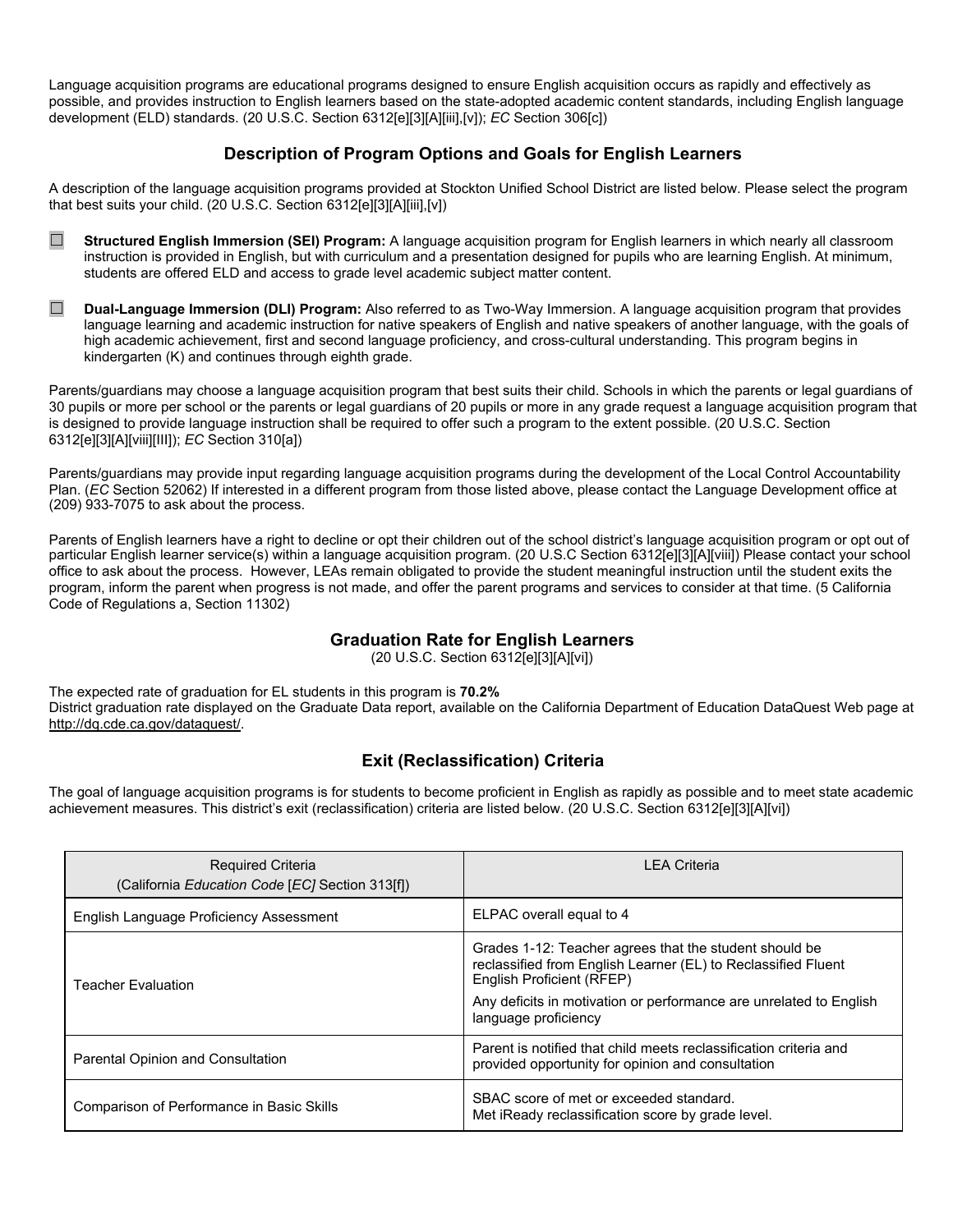Language acquisition programs are educational programs designed to ensure English acquisition occurs as rapidly and effectively as possible, and provides instruction to English learners based on the state-adopted academic content standards, including English language development (ELD) standards. (20 U.S.C. Section 6312[e][3][A][iii],[v]); *EC* Section 306[c])

## Description of Program Options and Goals for English Learners

A description of the language acquisition programs provided at Stockton Unified School District are listed below. Please select the program that best suits your child. (20 U.S.C. Section 6312[e][3][A][iii],[v])

☐ **Structured English Immersion (SEI) Program:** A language acquisition program for English learners in which nearly all classroom instruction is provided in English, but with curriculum and a presentation designed for pupils who are learning English. At minimum, students are offered ELD and access to grade level academic subject matter content.

☐ **Dual-Language Immersion (DLI) Program:** Also referred to as Two-Way Immersion. A language acquisition program that provides language learning and academic instruction for native speakers of English and native speakers of another language, with the goals of high academic achievement, first and second language proficiency, and cross-cultural understanding. This program begins in kindergarten (K) and continues through eighth grade.

Parents/guardians may choose a language acquisition program that best suits their child. Schools in which the parents or legal guardians of 30 pupils or more per school or the parents or legal guardians of 20 pupils or more in any grade request a language acquisition program that is designed to provide language instruction shall be required to offer such a program to the extent possible. (20 U.S.C. Section 6312[e][3][A][viii][III]); *EC* Section 310[a])

Parents/guardians may provide input regarding language acquisition programs during the development of the Local Control Accountability Plan. (*EC* Section 52062) If interested in a different program from those listed above, please contact the Language Development office at (209) 933-7075 to ask about the process.

Parents of English learners have a right to decline or opt their children out of the school district's language acquisition program or opt out of particular English learner service(s) within a language acquisition program. (20 U.S.C Section 6312[e][3][A][viii]) Please contact your school office to ask about the process. However, LEAs remain obligated to provide the student meaningful instruction until the student exits the program, inform the parent when progress is not made, and offer the parent programs and services to consider at that time. (5 California Code of Regulations a, Section 11302)

## Graduation Rate for English Learners

(20 U.S.C. Section 6312[e][3][A][vi])

The expected rate of graduation for EL students in this program is **70.2%**
District graduation rate displayed on the Graduate Data report, available on the California Department of Education DataQuest Web page at http://dq.cde.ca.gov/dataquest/.

## Exit (Reclassification) Criteria

The goal of language acquisition programs is for students to become proficient in English as rapidly as possible and to meet state academic achievement measures. This district's exit (reclassification) criteria are listed below. (20 U.S.C. Section 6312[e][3][A][vi])

| Required Criteria (California *Education Code* [*EC*] Section 313[f]) | LEA Criteria |
|---|---|
| English Language Proficiency Assessment | ELPAC overall equal to 4 |
| Teacher Evaluation | Grades 1-12: Teacher agrees that the student should be reclassified from English Learner (EL) to Reclassified Fluent English Proficient (RFEP)<br><br>Any deficits in motivation or performance are unrelated to English language proficiency |
| Parental Opinion and Consultation | Parent is notified that child meets reclassification criteria and provided opportunity for opinion and consultation |
| Comparison of Performance in Basic Skills | SBAC score of met or exceeded standard.<br>Met iReady reclassification score by grade level. |